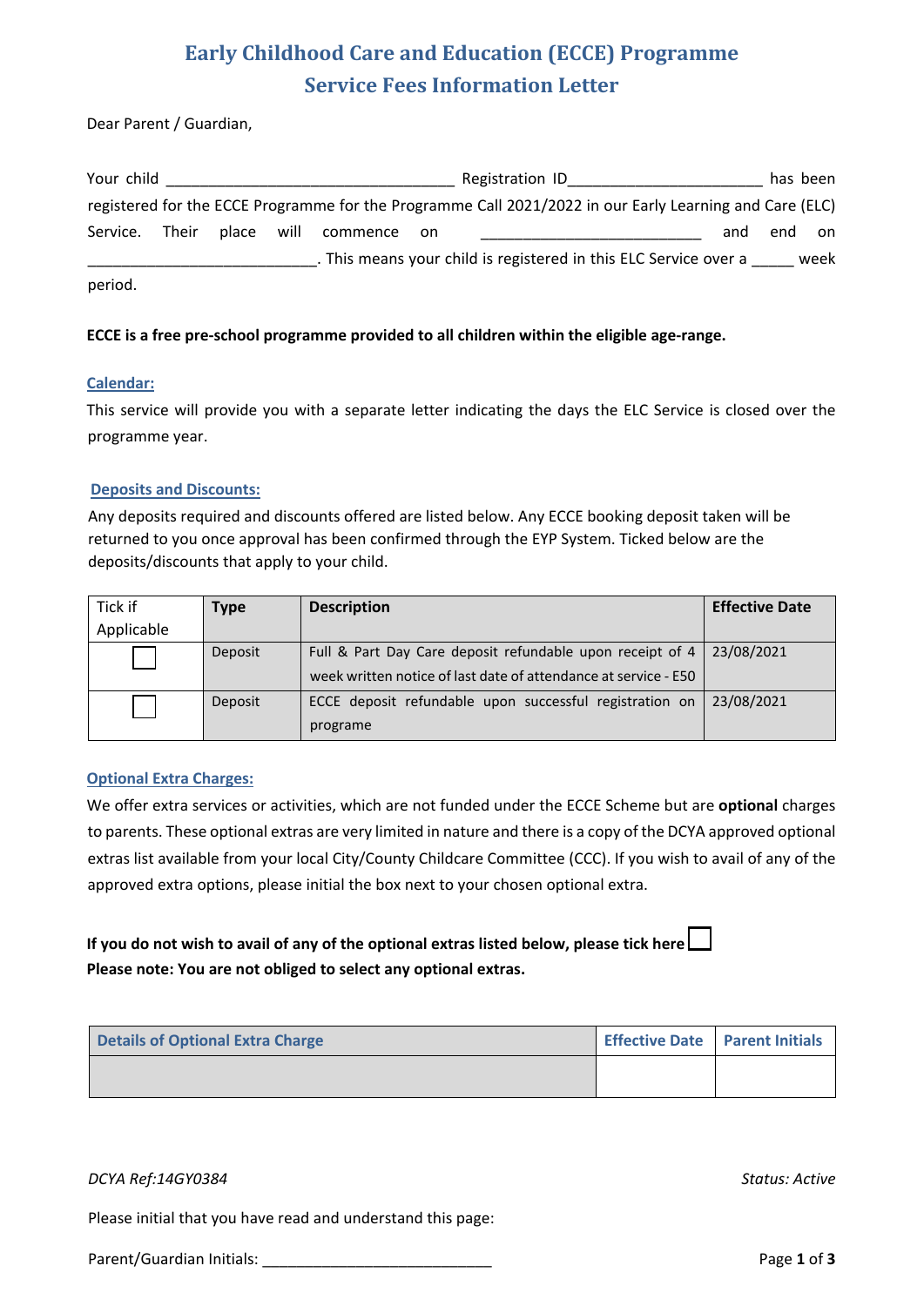# Early Childhood Care and Education (ECCE) Programme
## Service Fees Information Letter

Dear Parent / Guardian,

Your child ________________________________ Registration ID______________________ has been registered for the ECCE Programme for the Programme Call 2021/2022 in our Early Learning and Care (ELC) Service. Their place will commence on ________________________ and end on __________________________. This means your child is registered in this ELC Service over a _____ week period.

**ECCE is a free pre-school programme provided to all children within the eligible age-range.**

### Calendar:

This service will provide you with a separate letter indicating the days the ELC Service is closed over the programme year.

### Deposits and Discounts:

Any deposits required and discounts offered are listed below. Any ECCE booking deposit taken will be returned to you once approval has been confirmed through the EYP System. Ticked below are the deposits/discounts that apply to your child.

| Tick if Applicable | **Type** | **Description** | **Effective Date** |
|---|---|---|---|
| ☐ | Deposit | Full & Part Day Care deposit refundable upon receipt of 4 week written notice of last date of attendance at service - E50 | 23/08/2021 |
| ☐ | Deposit | ECCE deposit refundable upon successful registration on programe | 23/08/2021 |

### Optional Extra Charges:

We offer extra services or activities, which are not funded under the ECCE Scheme but are **optional** charges to parents. These optional extras are very limited in nature and there is a copy of the DCYA approved optional extras list available from your local City/County Childcare Committee (CCC). If you wish to avail of any of the approved extra options, please initial the box next to your chosen optional extra.

**If you do not wish to avail of any of the optional extras listed below, please tick here** ☐
**Please note: You are not obliged to select any optional extras.**

| Details of Optional Extra Charge | Effective Date | Parent Initials |
|---|---|---|
| | | |

*DCYA Ref:14GY0384* *Status: Active*

Please initial that you have read and understand this page:

Parent/Guardian Initials: ___________________________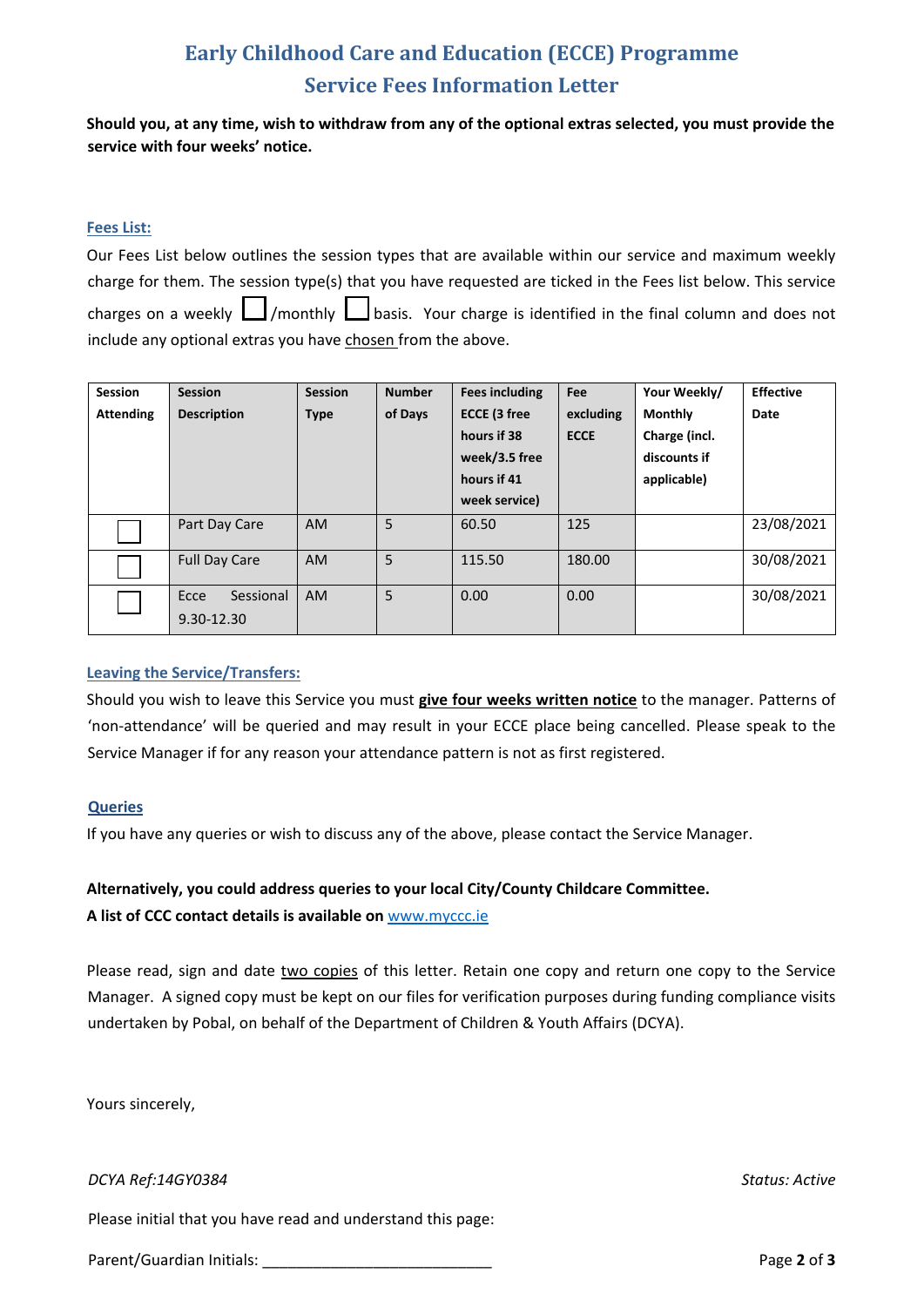# Early Childhood Care and Education (ECCE) Programme
## Service Fees Information Letter

**Should you, at any time, wish to withdraw from any of the optional extras selected, you must provide the service with four weeks' notice.**

### Fees List:

Our Fees List below outlines the session types that are available within our service and maximum weekly charge for them. The session type(s) that you have requested are ticked in the Fees list below. This service charges on a weekly ☐ /monthly ☐ basis. Your charge is identified in the final column and does not include any optional extras you have chosen from the above.

| Session Attending | Session Description | Session Type | Number of Days | Fees including ECCE (3 free hours if 38 week/3.5 free hours if 41 week service) | Fee excluding ECCE | Your Weekly/ Monthly Charge (incl. discounts if applicable) | Effective Date |
|---|---|---|---|---|---|---|---|
| ☐ | Part Day Care | AM | 5 | 60.50 | 125 | | 23/08/2021 |
| ☐ | Full Day Care | AM | 5 | 115.50 | 180.00 | | 30/08/2021 |
| ☐ | Ecce Sessional 9.30-12.30 | AM | 5 | 0.00 | 0.00 | | 30/08/2021 |

### Leaving the Service/Transfers:

Should you wish to leave this Service you must **give four weeks written notice** to the manager. Patterns of 'non-attendance' will be queried and may result in your ECCE place being cancelled. Please speak to the Service Manager if for any reason your attendance pattern is not as first registered.

### Queries

If you have any queries or wish to discuss any of the above, please contact the Service Manager.

**Alternatively, you could address queries to your local City/County Childcare Committee.**
**A list of CCC contact details is available on** www.myccc.ie

Please read, sign and date two copies of this letter. Retain one copy and return one copy to the Service Manager. A signed copy must be kept on our files for verification purposes during funding compliance visits undertaken by Pobal, on behalf of the Department of Children & Youth Affairs (DCYA).

Yours sincerely,

*DCYA Ref:14GY0384* *Status: Active*

Please initial that you have read and understand this page:

Parent/Guardian Initials: ___________________________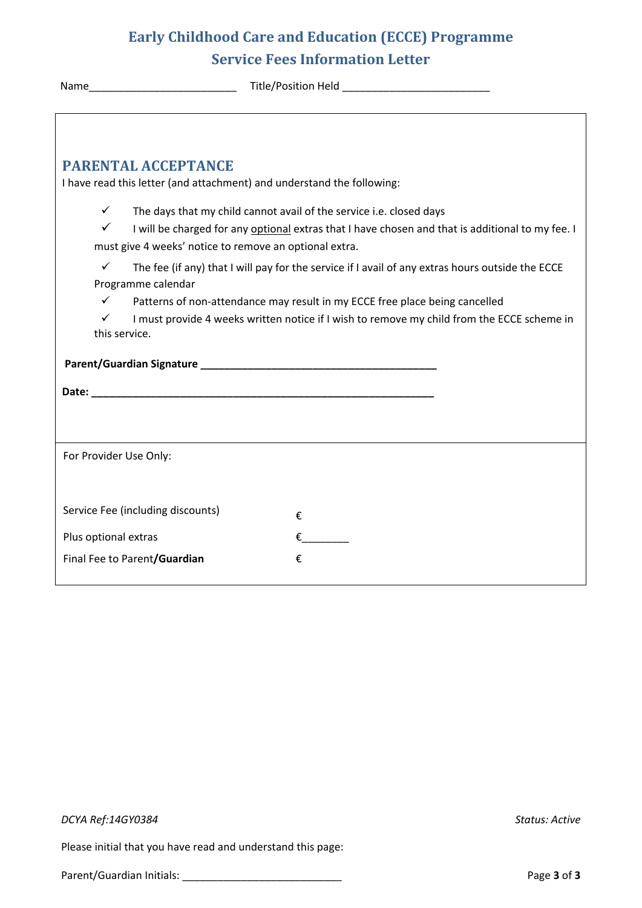# Early Childhood Care and Education (ECCE) Programme
## Service Fees Information Letter

Name_________________________ Title/Position Held _________________________

## PARENTAL ACCEPTANCE

I have read this letter (and attachment) and understand the following:

- ✓ The days that my child cannot avail of the service i.e. closed days
- ✓ I will be charged for any optional extras that I have chosen and that is additional to my fee. I must give 4 weeks' notice to remove an optional extra.
- ✓ The fee (if any) that I will pay for the service if I avail of any extras hours outside the ECCE Programme calendar
- ✓ Patterns of non-attendance may result in my ECCE free place being cancelled
- ✓ I must provide 4 weeks written notice if I wish to remove my child from the ECCE scheme in this service.

**Parent/Guardian Signature** ________________________________________

**Date:** ___________________________________________________________

For Provider Use Only:

| | |
|---|---|
| Service Fee (including discounts) | € |
| Plus optional extras | €________ |
| Final Fee to Parent/**Guardian** | € |

*DCYA Ref:14GY0384* *Status: Active*

Please initial that you have read and understand this page:

Parent/Guardian Initials: ___________________________